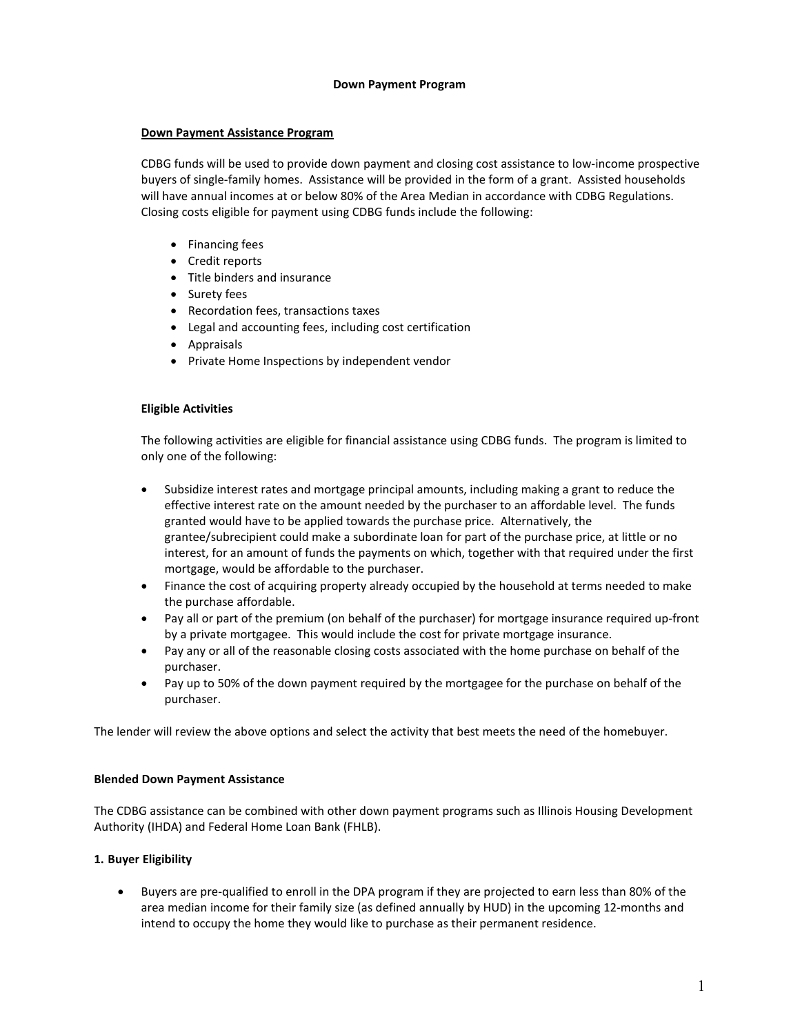**Down Payment Program**

**Down Payment Assistance Program**

CDBG funds will be used to provide down payment and closing cost assistance to low-income prospective buyers of single-family homes. Assistance will be provided in the form of a grant. Assisted households will have annual incomes at or below 80% of the Area Median in accordance with CDBG Regulations. Closing costs eligible for payment using CDBG funds include the following:

- Financing fees
- Credit reports
- Title binders and insurance
- Surety fees
- Recordation fees, transactions taxes
- Legal and accounting fees, including cost certification
- Appraisals
- Private Home Inspections by independent vendor

**Eligible Activities**

The following activities are eligible for financial assistance using CDBG funds. The program is limited to only one of the following:

- Subsidize interest rates and mortgage principal amounts, including making a grant to reduce the effective interest rate on the amount needed by the purchaser to an affordable level. The funds granted would have to be applied towards the purchase price. Alternatively, the grantee/subrecipient could make a subordinate loan for part of the purchase price, at little or no interest, for an amount of funds the payments on which, together with that required under the first mortgage, would be affordable to the purchaser.
- Finance the cost of acquiring property already occupied by the household at terms needed to make the purchase affordable.
- Pay all or part of the premium (on behalf of the purchaser) for mortgage insurance required up-front by a private mortgagee. This would include the cost for private mortgage insurance.
- Pay any or all of the reasonable closing costs associated with the home purchase on behalf of the purchaser.
- Pay up to 50% of the down payment required by the mortgagee for the purchase on behalf of the purchaser.

The lender will review the above options and select the activity that best meets the need of the homebuyer.

**Blended Down Payment Assistance**

The CDBG assistance can be combined with other down payment programs such as Illinois Housing Development Authority (IHDA) and Federal Home Loan Bank (FHLB).

**1. Buyer Eligibility**

- Buyers are pre-qualified to enroll in the DPA program if they are projected to earn less than 80% of the area median income for their family size (as defined annually by HUD) in the upcoming 12-months and intend to occupy the home they would like to purchase as their permanent residence.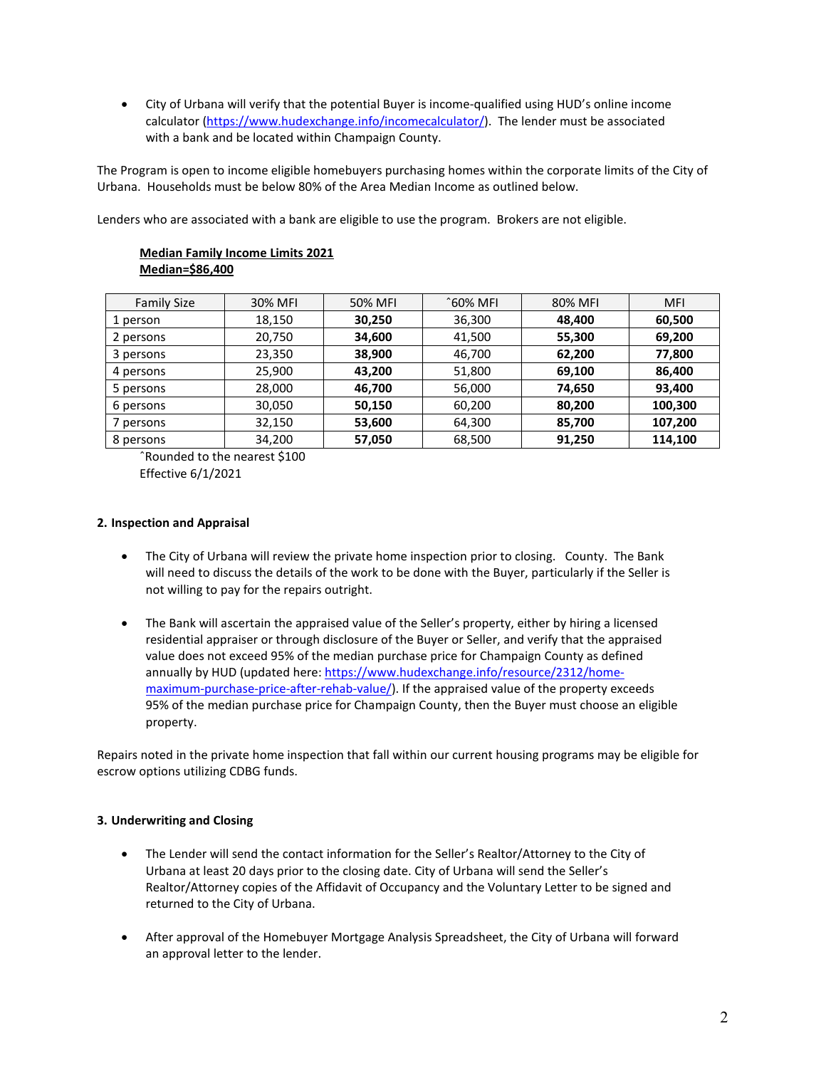- City of Urbana will verify that the potential Buyer is income-qualified using HUD's online income calculator (https://www.hudexchange.info/incomecalculator/). The lender must be associated with a bank and be located within Champaign County.

The Program is open to income eligible homebuyers purchasing homes within the corporate limits of the City of Urbana. Households must be below 80% of the Area Median Income as outlined below.

Lenders who are associated with a bank are eligible to use the program. Brokers are not eligible.

**Median Family Income Limits 2021**
**Median=$86,400**

| Family Size | 30% MFI | 50% MFI | ˆ60% MFI | 80% MFI | MFI |
|---|---|---|---|---|---|
| 1 person | 18,150 | **30,250** | 36,300 | **48,400** | **60,500** |
| 2 persons | 20,750 | **34,600** | 41,500 | **55,300** | **69,200** |
| 3 persons | 23,350 | **38,900** | 46,700 | **62,200** | **77,800** |
| 4 persons | 25,900 | **43,200** | 51,800 | **69,100** | **86,400** |
| 5 persons | 28,000 | **46,700** | 56,000 | **74,650** | **93,400** |
| 6 persons | 30,050 | **50,150** | 60,200 | **80,200** | **100,300** |
| 7 persons | 32,150 | **53,600** | 64,300 | **85,700** | **107,200** |
| 8 persons | 34,200 | **57,050** | 68,500 | **91,250** | **114,100** |

ˆRounded to the nearest $100
Effective 6/1/2021

**2. Inspection and Appraisal**

- The City of Urbana will review the private home inspection prior to closing. County. The Bank will need to discuss the details of the work to be done with the Buyer, particularly if the Seller is not willing to pay for the repairs outright.

- The Bank will ascertain the appraised value of the Seller's property, either by hiring a licensed residential appraiser or through disclosure of the Buyer or Seller, and verify that the appraised value does not exceed 95% of the median purchase price for Champaign County as defined annually by HUD (updated here: https://www.hudexchange.info/resource/2312/home-maximum-purchase-price-after-rehab-value/). If the appraised value of the property exceeds 95% of the median purchase price for Champaign County, then the Buyer must choose an eligible property.

Repairs noted in the private home inspection that fall within our current housing programs may be eligible for escrow options utilizing CDBG funds.

**3. Underwriting and Closing**

- The Lender will send the contact information for the Seller's Realtor/Attorney to the City of Urbana at least 20 days prior to the closing date. City of Urbana will send the Seller's Realtor/Attorney copies of the Affidavit of Occupancy and the Voluntary Letter to be signed and returned to the City of Urbana.

- After approval of the Homebuyer Mortgage Analysis Spreadsheet, the City of Urbana will forward an approval letter to the lender.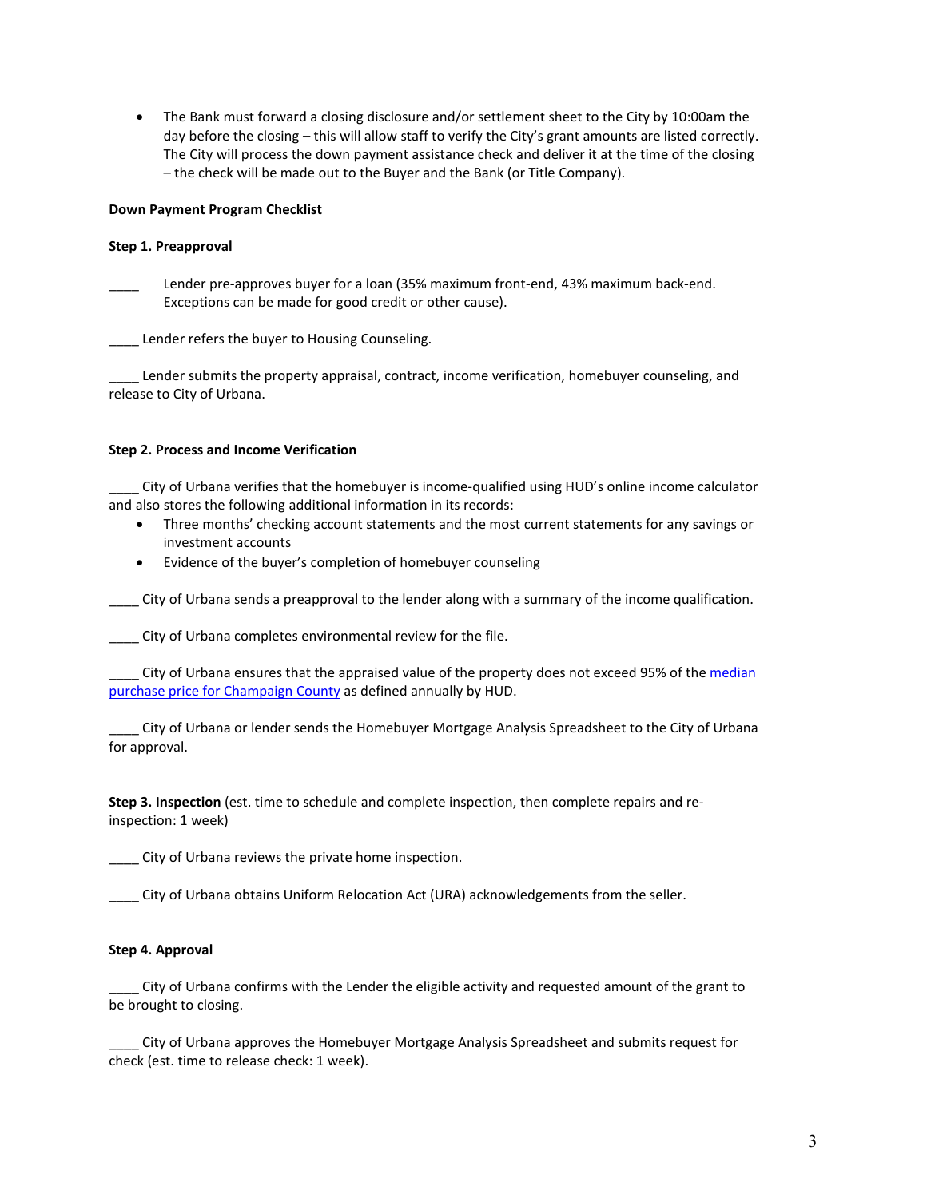- The Bank must forward a closing disclosure and/or settlement sheet to the City by 10:00am the day before the closing – this will allow staff to verify the City's grant amounts are listed correctly. The City will process the down payment assistance check and deliver it at the time of the closing – the check will be made out to the Buyer and the Bank (or Title Company).

**Down Payment Program Checklist**

**Step 1. Preapproval**

____ Lender pre-approves buyer for a loan (35% maximum front-end, 43% maximum back-end. Exceptions can be made for good credit or other cause).

____ Lender refers the buyer to Housing Counseling.

____ Lender submits the property appraisal, contract, income verification, homebuyer counseling, and release to City of Urbana.

**Step 2. Process and Income Verification**

____ City of Urbana verifies that the homebuyer is income-qualified using HUD's online income calculator and also stores the following additional information in its records:

- Three months' checking account statements and the most current statements for any savings or investment accounts
- Evidence of the buyer's completion of homebuyer counseling

____ City of Urbana sends a preapproval to the lender along with a summary of the income qualification.

____ City of Urbana completes environmental review for the file.

____ City of Urbana ensures that the appraised value of the property does not exceed 95% of the median purchase price for Champaign County as defined annually by HUD.

____ City of Urbana or lender sends the Homebuyer Mortgage Analysis Spreadsheet to the City of Urbana for approval.

**Step 3. Inspection** (est. time to schedule and complete inspection, then complete repairs and re-inspection: 1 week)

____ City of Urbana reviews the private home inspection.

____ City of Urbana obtains Uniform Relocation Act (URA) acknowledgements from the seller.

**Step 4. Approval**

____ City of Urbana confirms with the Lender the eligible activity and requested amount of the grant to be brought to closing.

____ City of Urbana approves the Homebuyer Mortgage Analysis Spreadsheet and submits request for check (est. time to release check: 1 week).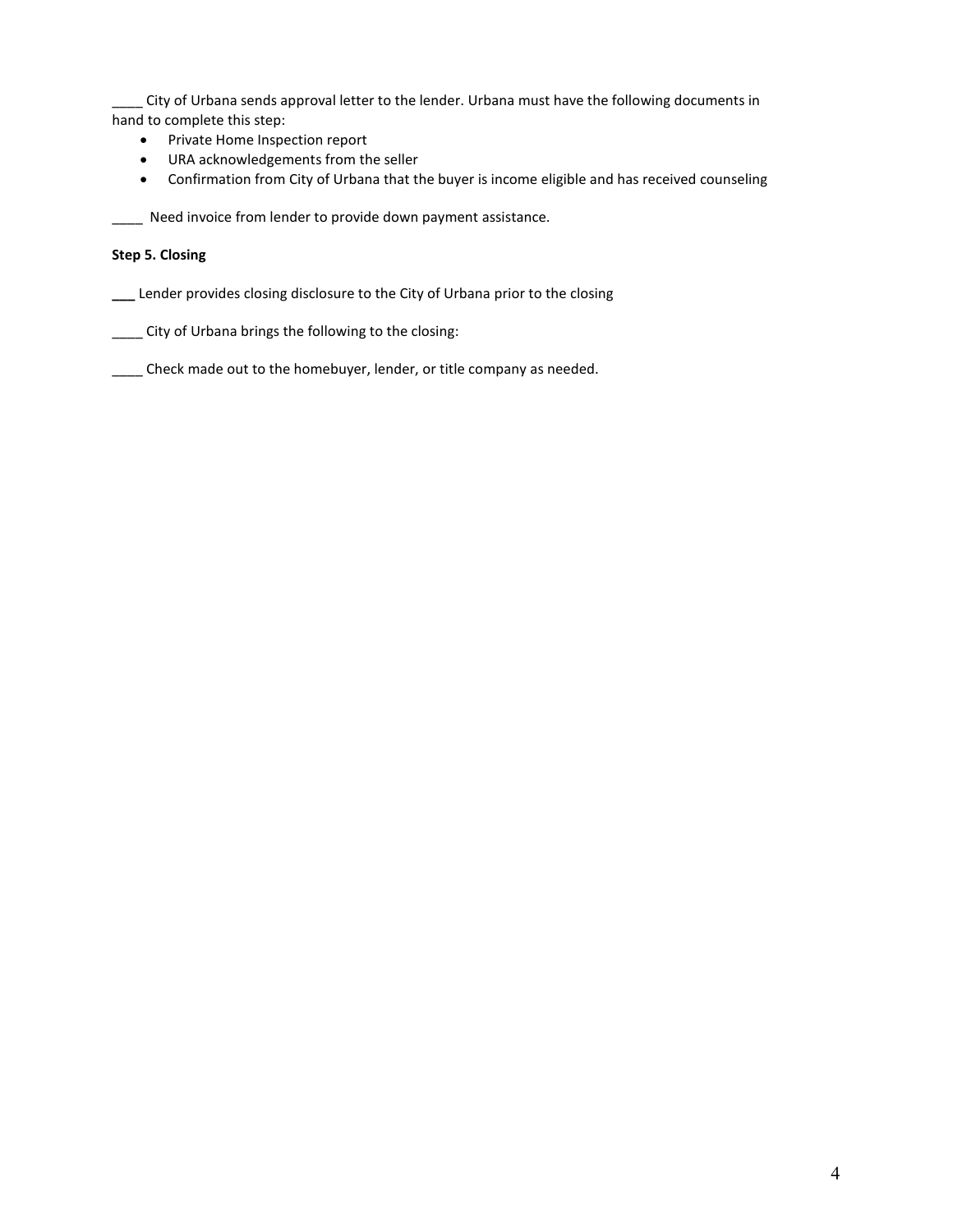____ City of Urbana sends approval letter to the lender. Urbana must have the following documents in hand to complete this step:

- Private Home Inspection report
- URA acknowledgements from the seller
- Confirmation from City of Urbana that the buyer is income eligible and has received counseling

____ Need invoice from lender to provide down payment assistance.

**Step 5. Closing**

___ Lender provides closing disclosure to the City of Urbana prior to the closing

____ City of Urbana brings the following to the closing:

____ Check made out to the homebuyer, lender, or title company as needed.